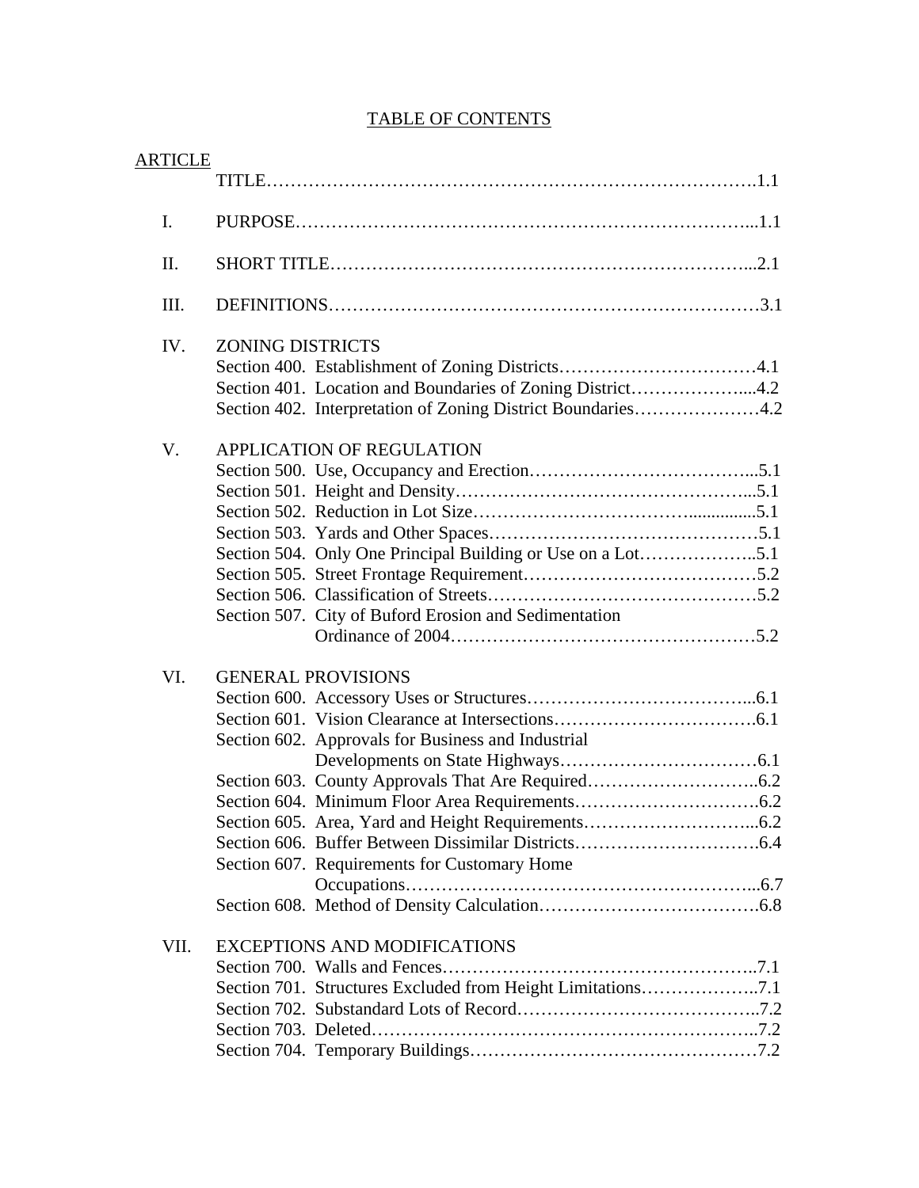# TABLE OF CONTENTS

| ARTICLE | | |
|---|---|---|
| | TITLE | 1.1 |
| I. | PURPOSE | 1.1 |
| II. | SHORT TITLE | 2.1 |
| III. | DEFINITIONS | 3.1 |
| IV. | ZONING DISTRICTS | |
| | Section 400. Establishment of Zoning Districts | 4.1 |
| | Section 401. Location and Boundaries of Zoning District | 4.2 |
| | Section 402. Interpretation of Zoning District Boundaries | 4.2 |
| V. | APPLICATION OF REGULATION | |
| | Section 500. Use, Occupancy and Erection | 5.1 |
| | Section 501. Height and Density | 5.1 |
| | Section 502. Reduction in Lot Size | 5.1 |
| | Section 503. Yards and Other Spaces | 5.1 |
| | Section 504. Only One Principal Building or Use on a Lot | 5.1 |
| | Section 505. Street Frontage Requirement | 5.2 |
| | Section 506. Classification of Streets | 5.2 |
| | Section 507. City of Buford Erosion and Sedimentation Ordinance of 2004 | 5.2 |
| VI. | GENERAL PROVISIONS | |
| | Section 600. Accessory Uses or Structures | 6.1 |
| | Section 601. Vision Clearance at Intersections | 6.1 |
| | Section 602. Approvals for Business and Industrial Developments on State Highways | 6.1 |
| | Section 603. County Approvals That Are Required | 6.2 |
| | Section 604. Minimum Floor Area Requirements | 6.2 |
| | Section 605. Area, Yard and Height Requirements | 6.2 |
| | Section 606. Buffer Between Dissimilar Districts | 6.4 |
| | Section 607. Requirements for Customary Home Occupations | 6.7 |
| | Section 608. Method of Density Calculation | 6.8 |
| VII. | EXCEPTIONS AND MODIFICATIONS | |
| | Section 700. Walls and Fences | 7.1 |
| | Section 701. Structures Excluded from Height Limitations | 7.1 |
| | Section 702. Substandard Lots of Record | 7.2 |
| | Section 703. Deleted | 7.2 |
| | Section 704. Temporary Buildings | 7.2 |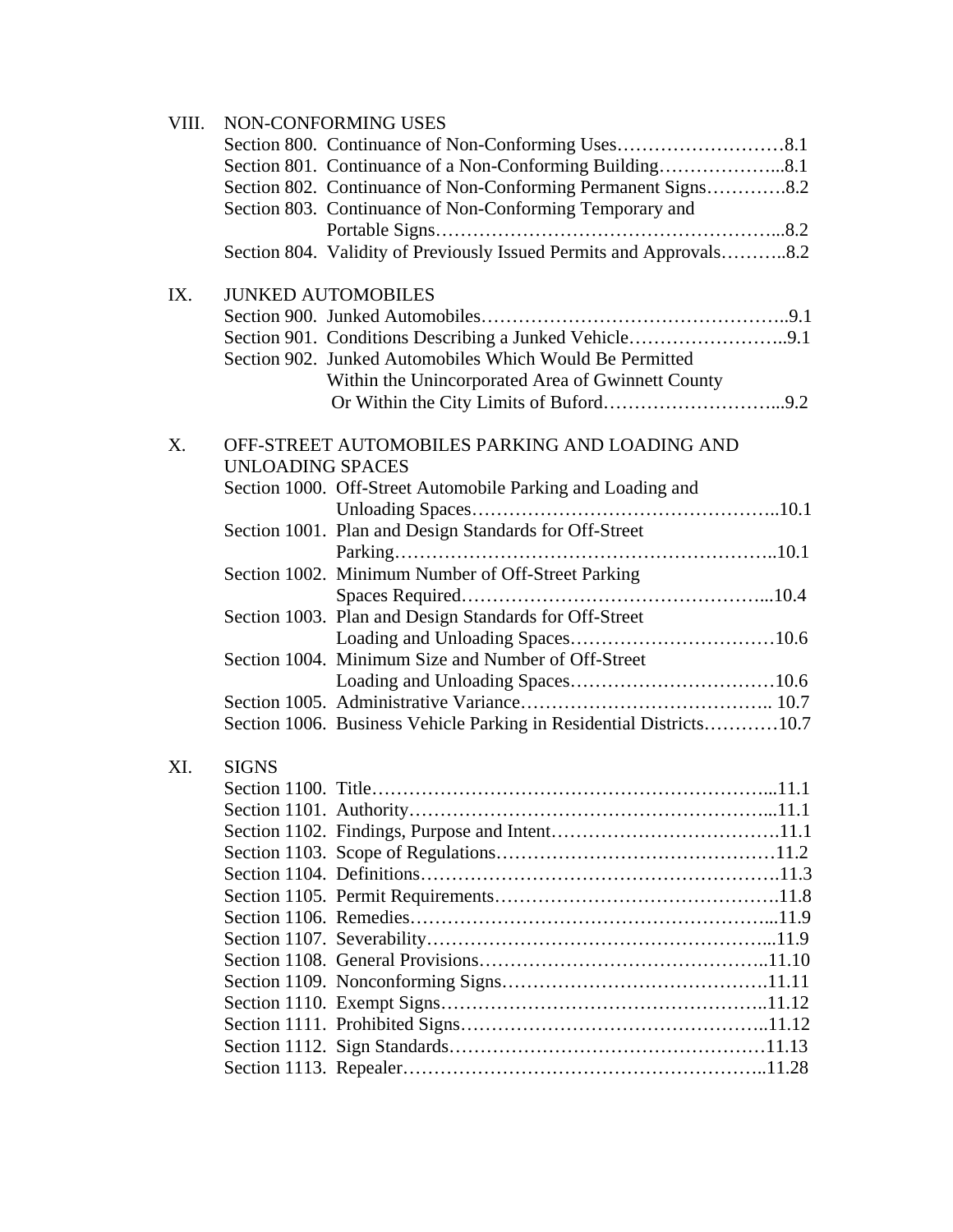VIII. NON-CONFORMING USES

Section 800. Continuance of Non-Conforming Uses……………………….8.1
Section 801. Continuance of a Non-Conforming Building………………...8.1
Section 802. Continuance of Non-Conforming Permanent Signs………….8.2
Section 803. Continuance of Non-Conforming Temporary and Portable Signs………………………………………………...8.2
Section 804. Validity of Previously Issued Permits and Approvals………..8.2

IX. JUNKED AUTOMOBILES

Section 900. Junked Automobiles………………………………………..9.1
Section 901. Conditions Describing a Junked Vehicle……………………..9.1
Section 902. Junked Automobiles Which Would Be Permitted Within the Unincorporated Area of Gwinnett County Or Within the City Limits of Buford………………………...9.2

X. OFF-STREET AUTOMOBILES PARKING AND LOADING AND UNLOADING SPACES

Section 1000. Off-Street Automobile Parking and Loading and Unloading Spaces…………………………………………..10.1
Section 1001. Plan and Design Standards for Off-Street Parking……………………………………………………..10.1
Section 1002. Minimum Number of Off-Street Parking Spaces Required………………………………………...10.4
Section 1003. Plan and Design Standards for Off-Street Loading and Unloading Spaces……………………………10.6
Section 1004. Minimum Size and Number of Off-Street Loading and Unloading Spaces……………………………10.6
Section 1005. Administrative Variance………………………………….. 10.7
Section 1006. Business Vehicle Parking in Residential Districts…………10.7

XI. SIGNS

Section 1100. Title…………………………………………………….....11.1
Section 1101. Authority…………………………………………………...11.1
Section 1102. Findings, Purpose and Intent……………………………….11.1
Section 1103. Scope of Regulations………………………………………11.2
Section 1104. Definitions………………………………………………….11.3
Section 1105. Permit Requirements……………………………………….11.8
Section 1106. Remedies…………………………………………………...11.9
Section 1107. Severability………………………………………………...11.9
Section 1108. General Provisions………………………………………..11.10
Section 1109. Nonconforming Signs…………………………………….11.11
Section 1110. Exempt Signs……………………………………………..11.12
Section 1111. Prohibited Signs…………………………………………..11.12
Section 1112. Sign Standards……………………………………………11.13
Section 1113. Repealer…………………………………………………..11.28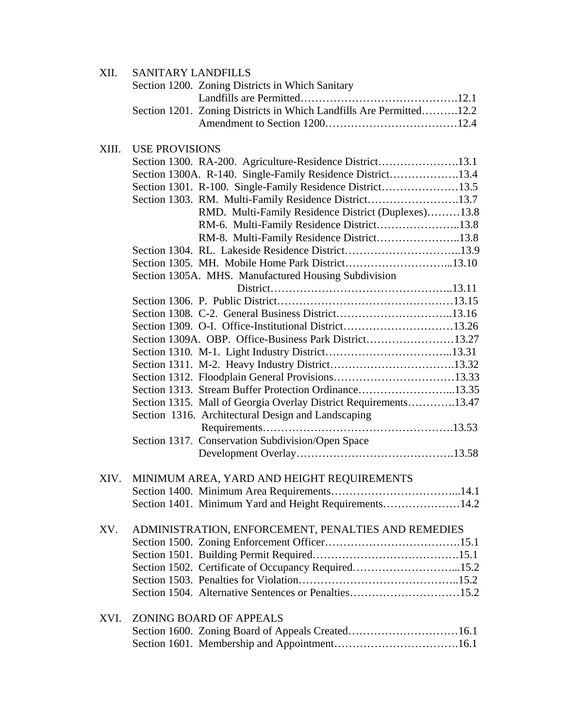XII. SANITARY LANDFILLS

Section 1200. Zoning Districts in Which Sanitary Landfills are Permitted……………………………………12.1
Section 1201. Zoning Districts in Which Landfills Are Permitted……….12.2
Amendment to Section 1200………………………………12.4

XIII. USE PROVISIONS

Section 1300. RA-200. Agriculture-Residence District………………….13.1
Section 1300A. R-140. Single-Family Residence District……………….13.4
Section 1301. R-100. Single-Family Residence District…………………13.5
Section 1303. RM. Multi-Family Residence District…………………….13.7
RMD. Multi-Family Residence District (Duplexes)………13.8
RM-6. Multi-Family Residence District…………………..13.8
RM-8. Multi-Family Residence District…………………..13.8
Section 1304. RL. Lakeside Residence District…………………………..13.9
Section 1305. MH. Mobile Home Park District………………………...13.10
Section 1305A. MHS. Manufactured Housing Subdivision District…………………………………………..13.11
Section 1306. P. Public District…………………………………………13.15
Section 1308. C-2. General Business District…………………………..13.16
Section 1309. O-I. Office-Institutional District…………………………13.26
Section 1309A. OBP. Office-Business Park District……………………13.27
Section 1310. M-1. Light Industry District……………………………..13.31
Section 1311. M-2. Heavy Industry District…………………………….13.32
Section 1312. Floodplain General Provisions……………………………13.33
Section 1313. Stream Buffer Protection Ordinance……………………...13.35
Section 1315. Mall of Georgia Overlay District Requirements………….13.47
Section 1316. Architectural Design and Landscaping Requirements……………………………………………13.53
Section 1317. Conservation Subdivision/Open Space Development Overlay…………………………………….13.58

XIV. MINIMUM AREA, YARD AND HEIGHT REQUIREMENTS

Section 1400. Minimum Area Requirements……………………………...14.1
Section 1401. Minimum Yard and Height Requirements…………………14.2

XV. ADMINISTRATION, ENFORCEMENT, PENALTIES AND REMEDIES

Section 1500. Zoning Enforcement Officer……………………………….15.1
Section 1501. Building Permit Required………………………………….15.1
Section 1502. Certificate of Occupancy Required………………………...15.2
Section 1503. Penalties for Violation……………………………………..15.2
Section 1504. Alternative Sentences or Penalties…………………………15.2

XVI. ZONING BOARD OF APPEALS

Section 1600. Zoning Board of Appeals Created…………………………16.1
Section 1601. Membership and Appointment…………………………….16.1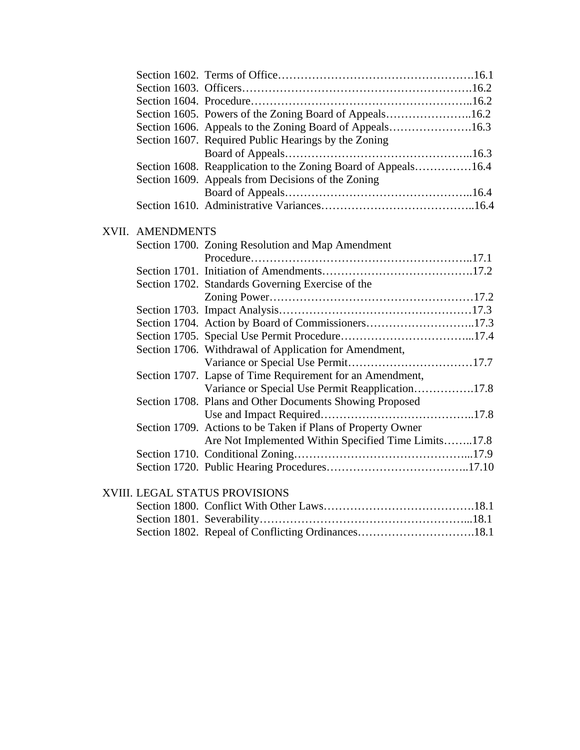Section 1602. Terms of Office……………………………………………….16.1
Section 1603. Officers……………………………………………………16.2
Section 1604. Procedure…………………………………………………..16.2
Section 1605. Powers of the Zoning Board of Appeals…………………..16.2
Section 1606. Appeals to the Zoning Board of Appeals………………….16.3
Section 1607. Required Public Hearings by the Zoning Board of Appeals………………………………………..16.3
Section 1608. Reapplication to the Zoning Board of Appeals……………16.4
Section 1609. Appeals from Decisions of the Zoning Board of Appeals………………………………………..16.4
Section 1610. Administrative Variances…………………………………..16.4

XVII. AMENDMENTS

Section 1700. Zoning Resolution and Map Amendment Procedure…………………………………………………..17.1
Section 1701. Initiation of Amendments………………………………….17.2
Section 1702. Standards Governing Exercise of the Zoning Power………………………………………………17.2
Section 1703. Impact Analysis……………………………………………17.3
Section 1704. Action by Board of Commissioners………………………..17.3
Section 1705. Special Use Permit Procedure……………………………...17.4
Section 1706. Withdrawal of Application for Amendment, Variance or Special Use Permit……………………………17.7
Section 1707. Lapse of Time Requirement for an Amendment, Variance or Special Use Permit Reapplication…………….17.8
Section 1708. Plans and Other Documents Showing Proposed Use and Impact Required…………………………………..17.8
Section 1709. Actions to be Taken if Plans of Property Owner Are Not Implemented Within Specified Time Limits……..17.8
Section 1710. Conditional Zoning………………………………………...17.9
Section 1720. Public Hearing Procedures………………………………..17.10

XVIII. LEGAL STATUS PROVISIONS

Section 1800. Conflict With Other Laws………………………………….18.1
Section 1801. Severability………………………………………………...18.1
Section 1802. Repeal of Conflicting Ordinances………………………….18.1